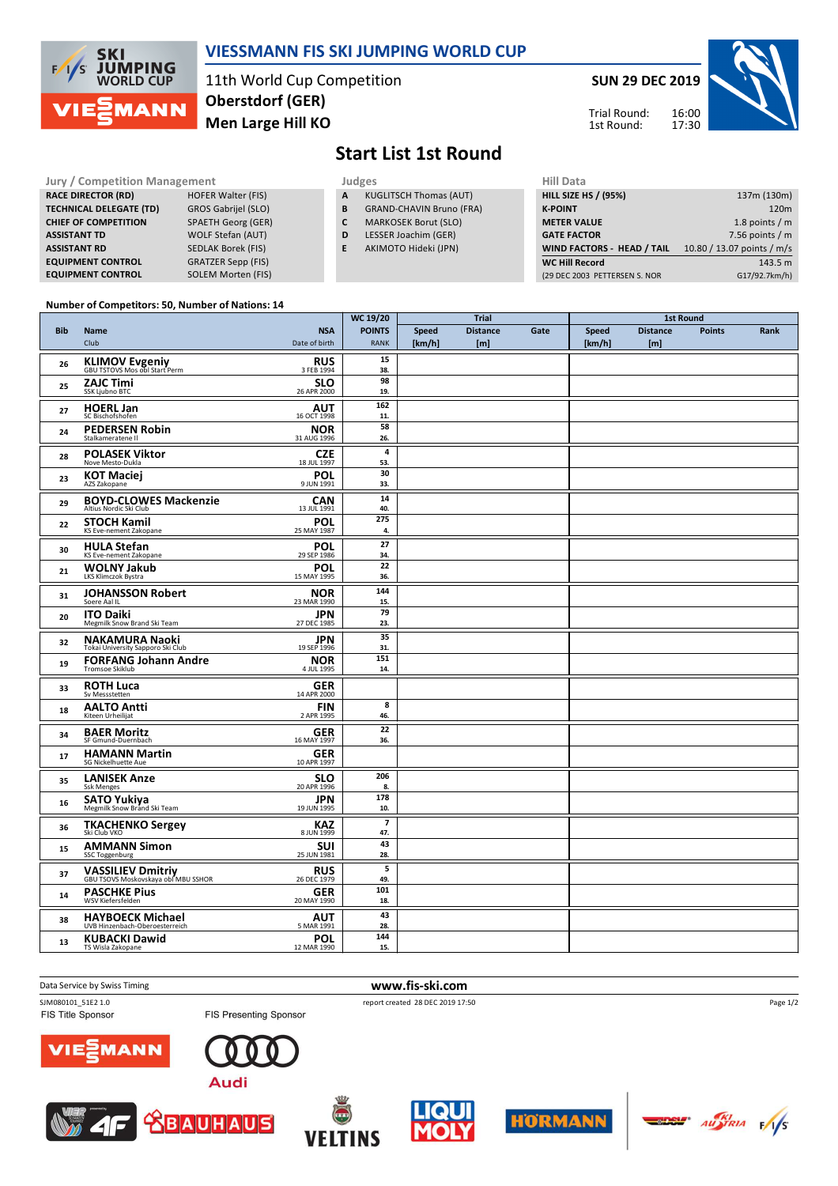# VIESSMANN FIS SKI JUMPING WORLD CUP

11th World Cup Competition
**Oberstdorf (GER)**
**Men Large Hill KO**

**SUN 29 DEC 2019**

Trial Round: 16:00
1st Round: 17:30

## Start List 1st Round

| Jury / Competition Management | |
|---|---|
| RACE DIRECTOR (RD) | HOFER Walter (FIS) |
| TECHNICAL DELEGATE (TD) | GROS Gabrijel (SLO) |
| CHIEF OF COMPETITION | SPAETH Georg (GER) |
| ASSISTANT TD | WOLF Stefan (AUT) |
| ASSISTANT RD | SEDLAK Borek (FIS) |
| EQUIPMENT CONTROL | GRATZER Sepp (FIS) |
| EQUIPMENT CONTROL | SOLEM Morten (FIS) |

| Judges | |
|---|---|
| A | KUGLITSCH Thomas (AUT) |
| B | GRAND-CHAVIN Bruno (FRA) |
| C | MARKOSEK Borut (SLO) |
| D | LESSER Joachim (GER) |
| E | AKIMOTO Hideki (JPN) |

| Hill Data | |
|---|---|
| HILL SIZE HS / (95%) | 137m (130m) |
| K-POINT | 120m |
| METER VALUE | 1.8 points / m |
| GATE FACTOR | 7.56 points / m |
| WIND FACTORS - HEAD / TAIL | 10.80 / 13.07 points / m/s |
| WC Hill Record | 143.5 m |
| (29 DEC 2003 PETTERSEN S. NOR | G17/92.7km/h) |

Number of Competitors: 50, Number of Nations: 14

| Bib | Name / Club | NSA / Date of birth | WC 19/20 POINTS / RANK | Trial Speed [km/h] | Trial Distance [m] | Trial Gate | 1st Round Speed [km/h] | 1st Round Distance [m] | 1st Round Points | 1st Round Rank |
|---|---|---|---|---|---|---|---|---|---|---|
| 26 | **KLIMOV Evgeniy** GBU TSTOVS Mos obl Start Perm | **RUS** 3 FEB 1994 | 15 / 38. | | | | | | | |
| 25 | **ZAJC Timi** SSK Ljubno BTC | **SLO** 26 APR 2000 | 98 / 19. | | | | | | | |
| 27 | **HOERL Jan** SC Bischofshofen | **AUT** 16 OCT 1998 | 162 / 11. | | | | | | | |
| 24 | **PEDERSEN Robin** Stalkameratene Il | **NOR** 31 AUG 1996 | 58 / 26. | | | | | | | |
| 28 | **POLASEK Viktor** Nove Mesto-Dukla | **CZE** 18 JUL 1997 | 4 / 53. | | | | | | | |
| 23 | **KOT Maciej** AZS Zakopane | **POL** 9 JUN 1991 | 30 / 33. | | | | | | | |
| 29 | **BOYD-CLOWES Mackenzie** Altius Nordic Ski Club | **CAN** 13 JUL 1991 | 14 / 40. | | | | | | | |
| 22 | **STOCH Kamil** KS Eve-nement Zakopane | **POL** 25 MAY 1987 | 275 / 4. | | | | | | | |
| 30 | **HULA Stefan** KS Eve-nement Zakopane | **POL** 29 SEP 1986 | 27 / 34. | | | | | | | |
| 21 | **WOLNY Jakub** LKS Klimczok Bystra | **POL** 15 MAY 1995 | 22 / 36. | | | | | | | |
| 31 | **JOHANSSON Robert** Soere Aal IL | **NOR** 23 MAR 1990 | 144 / 15. | | | | | | | |
| 20 | **ITO Daiki** Megmilk Snow Brand Ski Team | **JPN** 27 DEC 1985 | 79 / 23. | | | | | | | |
| 32 | **NAKAMURA Naoki** Tokai University Sapporo Ski Club | **JPN** 19 SEP 1996 | 35 / 31. | | | | | | | |
| 19 | **FORFANG Johann Andre** Tromsoe Skiklub | **NOR** 4 JUL 1995 | 151 / 14. | | | | | | | |
| 33 | **ROTH Luca** Sv Messstetten | **GER** 14 APR 2000 | | | | | | | | |
| 18 | **AALTO Antti** Kiteen Urheilijat | **FIN** 2 APR 1995 | 8 / 46. | | | | | | | |
| 34 | **BAER Moritz** SF Gmund-Duernbach | **GER** 16 MAY 1997 | 22 / 36. | | | | | | | |
| 17 | **HAMANN Martin** SG Nickelhuette Aue | **GER** 10 APR 1997 | | | | | | | | |
| 35 | **LANISEK Anze** Ssk Menges | **SLO** 20 APR 1996 | 206 / 8. | | | | | | | |
| 16 | **SATO Yukiya** Megmilk Snow Brand Ski Team | **JPN** 19 JUN 1995 | 178 / 10. | | | | | | | |
| 36 | **TKACHENKO Sergey** Ski Club VKO | **KAZ** 8 JUN 1999 | 7 / 47. | | | | | | | |
| 15 | **AMMANN Simon** SSC Toggenburg | **SUI** 25 JUN 1981 | 43 / 28. | | | | | | | |
| 37 | **VASSILIEV Dmitriy** GBU TSOVS Moskovskaya obl MBU SSHOR | **RUS** 26 DEC 1979 | 5 / 49. | | | | | | | |
| 14 | **PASCHKE Pius** WSV Kiefersfelden | **GER** 20 MAY 1990 | 101 / 18. | | | | | | | |
| 38 | **HAYBOECK Michael** UVB Hinzenbach-Oberoesterreich | **AUT** 5 MAR 1991 | 43 / 28. | | | | | | | |
| 13 | **KUBACKI Dawid** TS Wisla Zakopane | **POL** 12 MAR 1990 | 144 / 15. | | | | | | | |

Data Service by Swiss Timing

www.fis-ski.com

SJM080101_51E2 1.0 report created 28 DEC 2019 17:50

FIS Title Sponsor FIS Presenting Sponsor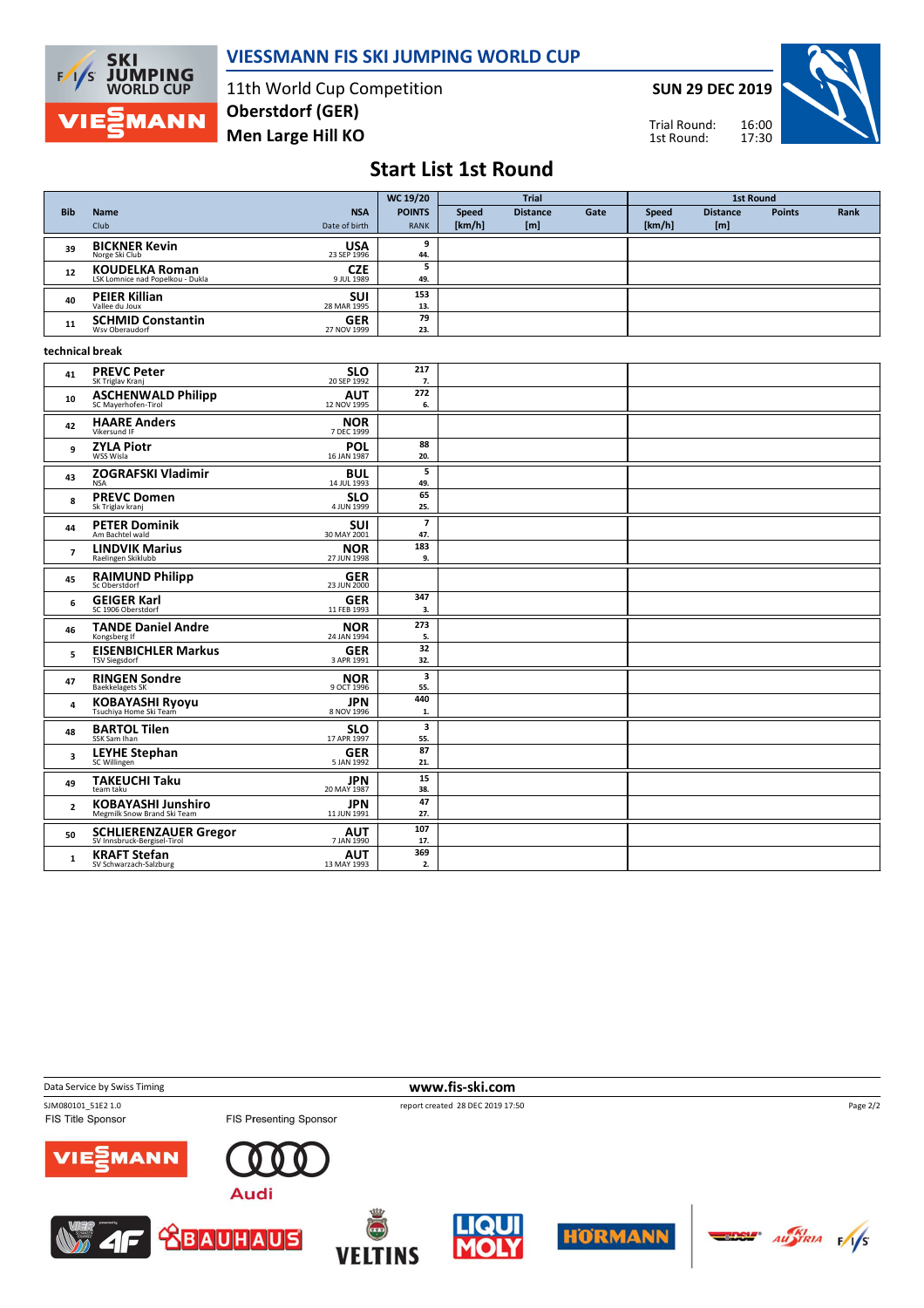# VIESSMANN FIS SKI JUMPING WORLD CUP

11th World Cup Competition
Oberstdorf (GER)
Men Large Hill KO

SUN 29 DEC 2019

Trial Round: 16:00
1st Round: 17:30

## Start List 1st Round

| Bib | Name / Club | NSA / Date of birth | WC 19/20 POINTS / RANK | Trial Speed [km/h] | Trial Distance [m] | Trial Gate | 1st Round Speed [km/h] | 1st Round Distance [m] | 1st Round Points | 1st Round Rank |
|---|---|---|---|---|---|---|---|---|---|---|
| 39 | **BICKNER Kevin** Norge Ski Club | USA 23 SEP 1996 | 9 / 44. | | | | | | | |
| 12 | **KOUDELKA Roman** LSK Lomnice nad Popelkou - Dukla | CZE 9 JUL 1989 | 5 / 49. | | | | | | | |
| 40 | **PEIER Killian** Vallee du Joux | SUI 28 MAR 1995 | 153 / 13. | | | | | | | |
| 11 | **SCHMID Constantin** Wsv Oberaudorf | GER 27 NOV 1999 | 79 / 23. | | | | | | | |
| | **technical break** | | | | | | | | | |
| 41 | **PREVC Peter** SK Triglav Kranj | SLO 20 SEP 1992 | 217 / 7. | | | | | | | |
| 10 | **ASCHENWALD Philipp** SC Mayerhofen-Tirol | AUT 12 NOV 1995 | 272 / 6. | | | | | | | |
| 42 | **HAARE Anders** Vikersund IF | NOR 7 DEC 1999 | | | | | | | | |
| 9 | **ZYLA Piotr** WSS Wisla | POL 16 JAN 1987 | 88 / 20. | | | | | | | |
| 43 | **ZOGRAFSKI Vladimir** NSA | BUL 14 JUL 1993 | 5 / 49. | | | | | | | |
| 8 | **PREVC Domen** Sk Triglav kranj | SLO 4 JUN 1999 | 65 / 25. | | | | | | | |
| 44 | **PETER Dominik** Am Bachtel wald | SUI 30 MAY 2001 | 7 / 47. | | | | | | | |
| 7 | **LINDVIK Marius** Raelingen Skiklubb | NOR 27 JUN 1998 | 183 / 9. | | | | | | | |
| 45 | **RAIMUND Philipp** Sc Oberstdorf | GER 23 JUN 2000 | | | | | | | | |
| 6 | **GEIGER Karl** SC 1906 Oberstdorf | GER 11 FEB 1993 | 347 / 3. | | | | | | | |
| 46 | **TANDE Daniel Andre** Kongsberg If | NOR 24 JAN 1994 | 273 / 5. | | | | | | | |
| 5 | **EISENBICHLER Markus** TSV Siegsdorf | GER 3 APR 1991 | 32 / 32. | | | | | | | |
| 47 | **RINGEN Sondre** Baekkelagets SK | NOR 9 OCT 1996 | 3 / 55. | | | | | | | |
| 4 | **KOBAYASHI Ryoyu** Tsuchiya Home Ski Team | JPN 8 NOV 1996 | 440 / 1. | | | | | | | |
| 48 | **BARTOL Tilen** SSK Sam Ihan | SLO 17 APR 1997 | 3 / 55. | | | | | | | |
| 3 | **LEYHE Stephan** SC Willingen | GER 5 JAN 1992 | 87 / 21. | | | | | | | |
| 49 | **TAKEUCHI Taku** team taku | JPN 20 MAY 1987 | 15 / 38. | | | | | | | |
| 2 | **KOBAYASHI Junshiro** Megmilk Snow Brand Ski Team | JPN 11 JUN 1991 | 47 / 27. | | | | | | | |
| 50 | **SCHLIERENZAUER Gregor** SV Innsbruck-Bergisel-Tirol | AUT 7 JAN 1990 | 107 / 17. | | | | | | | |
| 1 | **KRAFT Stefan** SV Schwarzach-Salzburg | AUT 13 MAY 1993 | 369 / 2. | | | | | | | |

Data Service by Swiss Timing — www.fis-ski.com

SJM080101_51E2 1.0 — report created 28 DEC 2019 17:50

FIS Title Sponsor — FIS Presenting Sponsor